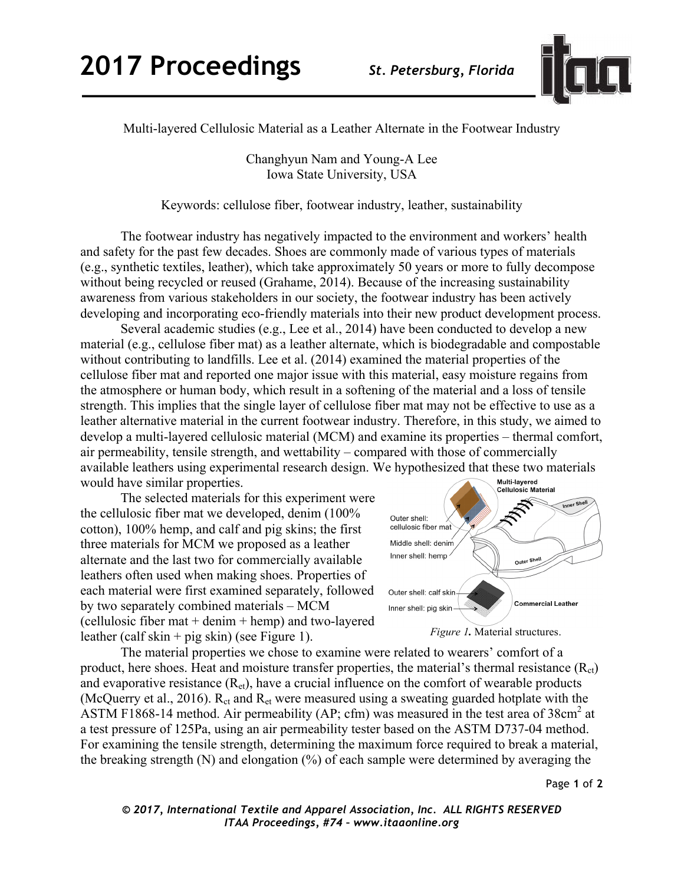Multi-layered Cellulosic Material as a Leather Alternate in the Footwear Industry

Changhyun Nam and Young-A Lee
Iowa State University, USA

Keywords: cellulose fiber, footwear industry, leather, sustainability

The footwear industry has negatively impacted to the environment and workers' health and safety for the past few decades. Shoes are commonly made of various types of materials (e.g., synthetic textiles, leather), which take approximately 50 years or more to fully decompose without being recycled or reused (Grahame, 2014). Because of the increasing sustainability awareness from various stakeholders in our society, the footwear industry has been actively developing and incorporating eco-friendly materials into their new product development process.

Several academic studies (e.g., Lee et al., 2014) have been conducted to develop a new material (e.g., cellulose fiber mat) as a leather alternate, which is biodegradable and compostable without contributing to landfills. Lee et al. (2014) examined the material properties of the cellulose fiber mat and reported one major issue with this material, easy moisture regains from the atmosphere or human body, which result in a softening of the material and a loss of tensile strength. This implies that the single layer of cellulose fiber mat may not be effective to use as a leather alternative material in the current footwear industry. Therefore, in this study, we aimed to develop a multi-layered cellulosic material (MCM) and examine its properties – thermal comfort, air permeability, tensile strength, and wettability – compared with those of commercially available leathers using experimental research design. We hypothesized that these two materials would have similar properties.

The selected materials for this experiment were the cellulosic fiber mat we developed, denim (100% cotton), 100% hemp, and calf and pig skins; the first three materials for MCM we proposed as a leather alternate and the last two for commercially available leathers often used when making shoes. Properties of each material were first examined separately, followed by two separately combined materials – MCM (cellulosic fiber mat + denim + hemp) and two-layered leather (calf skin + pig skin) (see Figure 1).

Multi-layered Cellulosic Material

Outer shell: cellulosic fiber mat

Middle shell: denim

Inner shell: hemp

Inner Shell

Outer Shell

Outer shell: calf skin

Inner shell: pig skin

Commercial Leather

*Figure 1.* Material structures.

The material properties we chose to examine were related to wearers' comfort of a product, here shoes. Heat and moisture transfer properties, the material's thermal resistance ($R_{ct}$) and evaporative resistance ($R_{et}$), have a crucial influence on the comfort of wearable products (McQuerry et al., 2016). $R_{ct}$ and $R_{et}$ were measured using a sweating guarded hotplate with the ASTM F1868-14 method. Air permeability (AP; cfm) was measured in the test area of 38cm$^2$ at a test pressure of 125Pa, using an air permeability tester based on the ASTM D737-04 method. For examining the tensile strength, determining the maximum force required to break a material, the breaking strength (N) and elongation (%) of each sample were determined by averaging the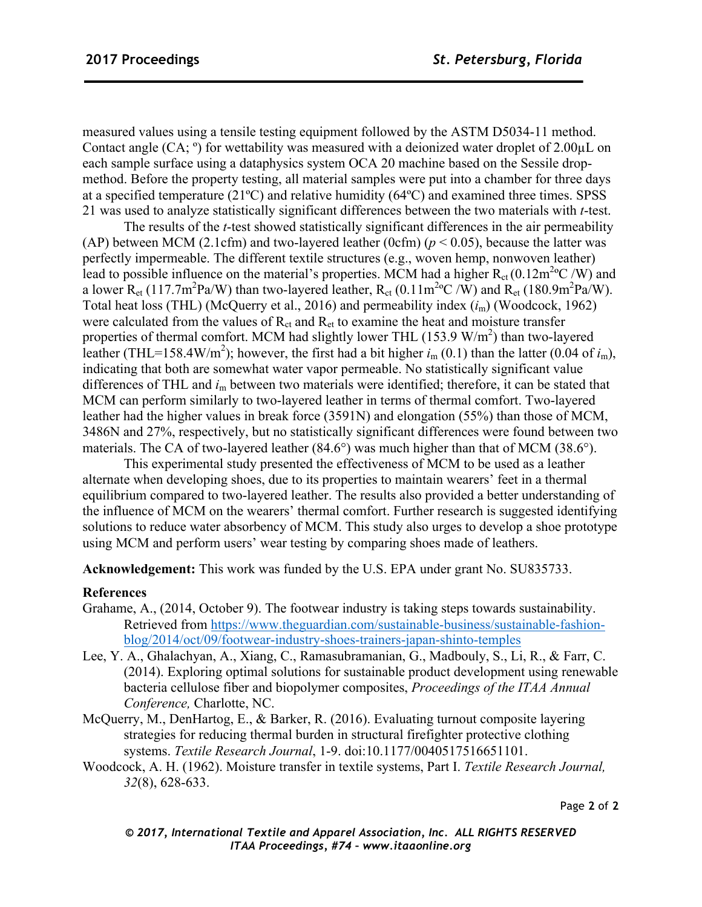measured values using a tensile testing equipment followed by the ASTM D5034-11 method. Contact angle (CA; º) for wettability was measured with a deionized water droplet of 2.00μL on each sample surface using a dataphysics system OCA 20 machine based on the Sessile drop-method. Before the property testing, all material samples were put into a chamber for three days at a specified temperature (21ºC) and relative humidity (64ºC) and examined three times. SPSS 21 was used to analyze statistically significant differences between the two materials with *t*-test.

The results of the *t*-test showed statistically significant differences in the air permeability (AP) between MCM (2.1cfm) and two-layered leather (0cfm) ($p < 0.05$), because the latter was perfectly impermeable. The different textile structures (e.g., woven hemp, nonwoven leather) lead to possible influence on the material's properties. MCM had a higher $R_{ct}$ (0.12m$^2$ºC /W) and a lower $R_{et}$ (117.7m$^2$Pa/W) than two-layered leather, $R_{ct}$ (0.11m$^2$ºC /W) and $R_{et}$ (180.9m$^2$Pa/W). Total heat loss (THL) (McQuerry et al., 2016) and permeability index ($i_m$) (Woodcock, 1962) were calculated from the values of $R_{ct}$ and $R_{et}$ to examine the heat and moisture transfer properties of thermal comfort. MCM had slightly lower THL (153.9 W/m$^2$) than two-layered leather (THL=158.4W/m$^2$); however, the first had a bit higher $i_m$ (0.1) than the latter (0.04 of $i_m$), indicating that both are somewhat water vapor permeable. No statistically significant value differences of THL and $i_m$ between two materials were identified; therefore, it can be stated that MCM can perform similarly to two-layered leather in terms of thermal comfort. Two-layered leather had the higher values in break force (3591N) and elongation (55%) than those of MCM, 3486N and 27%, respectively, but no statistically significant differences were found between two materials. The CA of two-layered leather (84.6°) was much higher than that of MCM (38.6°).

This experimental study presented the effectiveness of MCM to be used as a leather alternate when developing shoes, due to its properties to maintain wearers' feet in a thermal equilibrium compared to two-layered leather. The results also provided a better understanding of the influence of MCM on the wearers' thermal comfort. Further research is suggested identifying solutions to reduce water absorbency of MCM. This study also urges to develop a shoe prototype using MCM and perform users' wear testing by comparing shoes made of leathers.

**Acknowledgement:** This work was funded by the U.S. EPA under grant No. SU835733.

**References**

Grahame, A., (2014, October 9). The footwear industry is taking steps towards sustainability. Retrieved from https://www.theguardian.com/sustainable-business/sustainable-fashion-blog/2014/oct/09/footwear-industry-shoes-trainers-japan-shinto-temples

Lee, Y. A., Ghalachyan, A., Xiang, C., Ramasubramanian, G., Madbouly, S., Li, R., & Farr, C. (2014). Exploring optimal solutions for sustainable product development using renewable bacteria cellulose fiber and biopolymer composites, *Proceedings of the ITAA Annual Conference,* Charlotte, NC.

McQuerry, M., DenHartog, E., & Barker, R. (2016). Evaluating turnout composite layering strategies for reducing thermal burden in structural firefighter protective clothing systems. *Textile Research Journal*, 1-9. doi:10.1177/0040517516651101.

Woodcock, A. H. (1962). Moisture transfer in textile systems, Part I. *Textile Research Journal, 32*(8), 628-633.